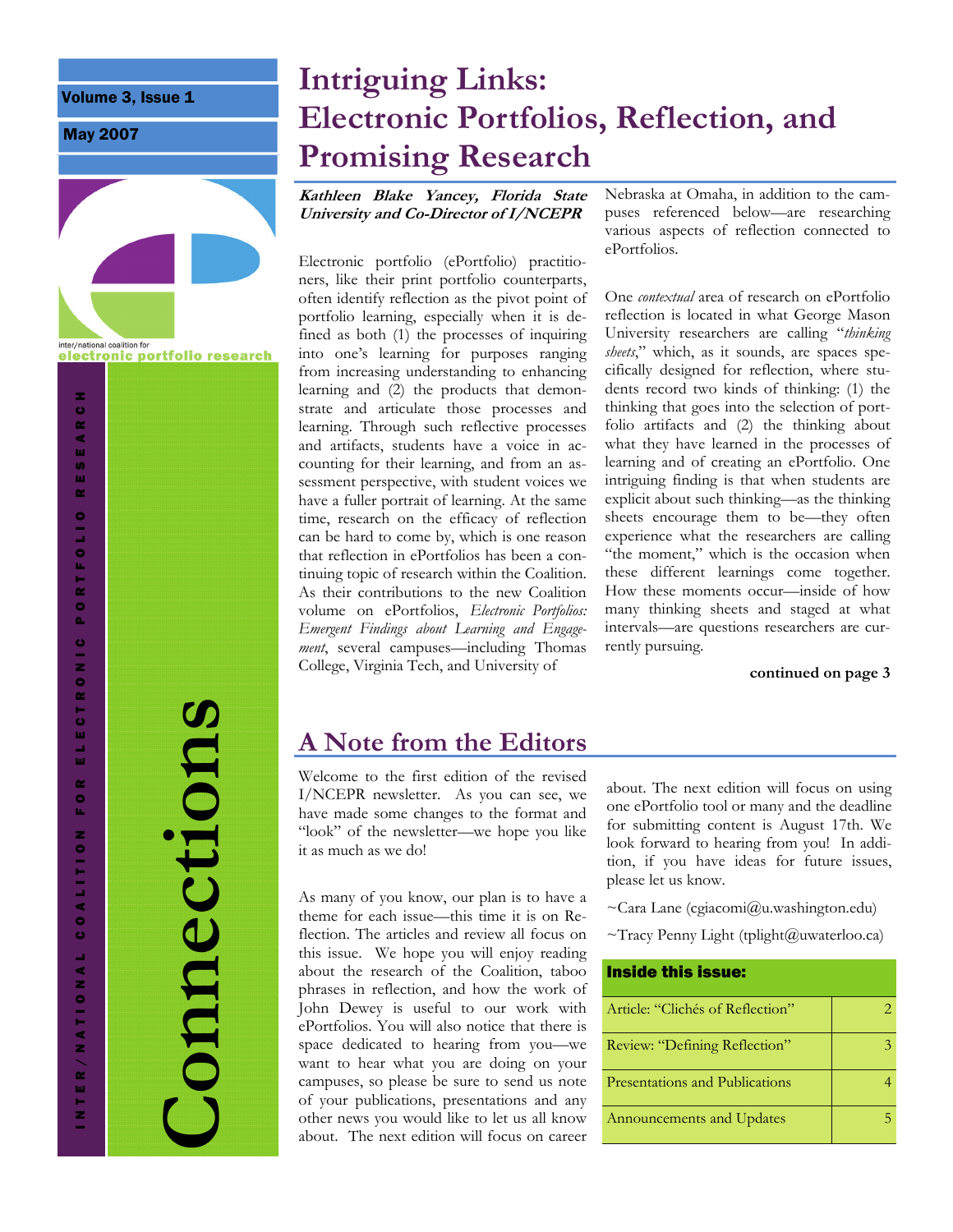Volume 3, Issue 1

May 2007

inter/national coalition for electronic portfolio research

INTER/NATIONAL COALITION FOR ELECTRONIC PORTFOLIO RESEARCH

# Connections

## Intriguing Links: Electronic Portfolios, Reflection, and Promising Research

***Kathleen Blake Yancey, Florida State University and Co-Director of I/NCEPR***

Electronic portfolio (ePortfolio) practitioners, like their print portfolio counterparts, often identify reflection as the pivot point of portfolio learning, especially when it is defined as both (1) the processes of inquiring into one's learning for purposes ranging from increasing understanding to enhancing learning and (2) the products that demonstrate and articulate those processes and learning. Through such reflective processes and artifacts, students have a voice in accounting for their learning, and from an assessment perspective, with student voices we have a fuller portrait of learning. At the same time, research on the efficacy of reflection can be hard to come by, which is one reason that reflection in ePortfolios has been a continuing topic of research within the Coalition. As their contributions to the new Coalition volume on ePortfolios, *Electronic Portfolios: Emergent Findings about Learning and Engagement*, several campuses—including Thomas College, Virginia Tech, and University of Nebraska at Omaha, in addition to the campuses referenced below—are researching various aspects of reflection connected to ePortfolios.

One *contextual* area of research on ePortfolio reflection is located in what George Mason University researchers are calling "*thinking sheets*," which, as it sounds, are spaces specifically designed for reflection, where students record two kinds of thinking: (1) the thinking that goes into the selection of portfolio artifacts and (2) the thinking about what they have learned in the processes of learning and of creating an ePortfolio. One intriguing finding is that when students are explicit about such thinking—as the thinking sheets encourage them to be—they often experience what the researchers are calling "the moment," which is the occasion when these different learnings come together. How these moments occur—inside of how many thinking sheets and staged at what intervals—are questions researchers are currently pursuing.

**continued on page 3**

## A Note from the Editors

Welcome to the first edition of the revised I/NCEPR newsletter. As you can see, we have made some changes to the format and "look" of the newsletter—we hope you like it as much as we do!

As many of you know, our plan is to have a theme for each issue—this time it is on Reflection. The articles and review all focus on this issue. We hope you will enjoy reading about the research of the Coalition, taboo phrases in reflection, and how the work of John Dewey is useful to our work with ePortfolios. You will also notice that there is space dedicated to hearing from you—we want to hear what you are doing on your campuses, so please be sure to send us note of your publications, presentations and any other news you would like to let us all know about. The next edition will focus on career about. The next edition will focus on using one ePortfolio tool or many and the deadline for submitting content is August 17th. We look forward to hearing from you! In addition, if you have ideas for future issues, please let us know.

~Cara Lane (cgiacomi@u.washington.edu)

~Tracy Penny Light (tplight@uwaterloo.ca)

| Inside this issue: | |
|---|---|
| Article: "Clichés of Reflection" | 2 |
| Review: "Defining Reflection" | 3 |
| Presentations and Publications | 4 |
| Announcements and Updates | 5 |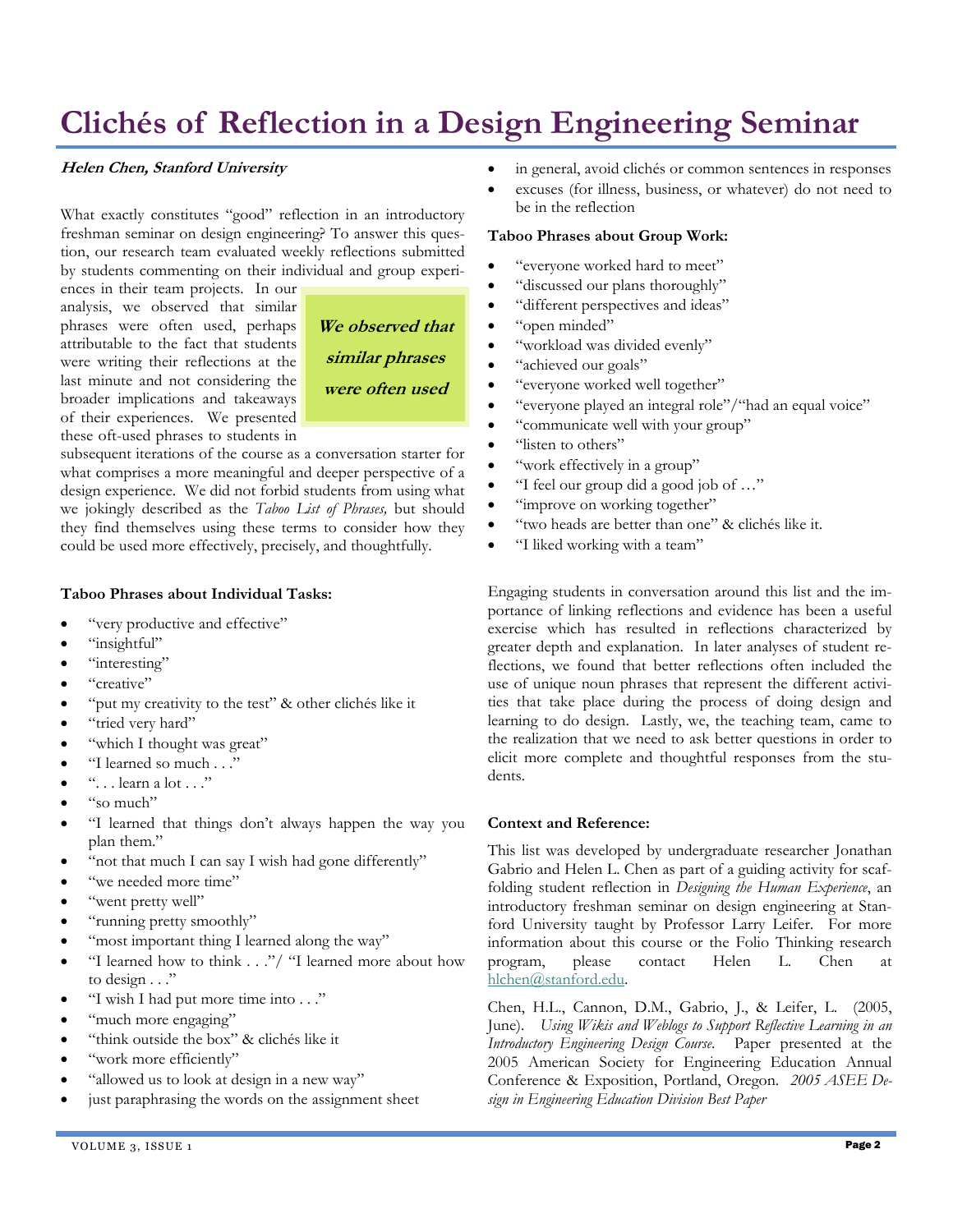# Clichés of Reflection in a Design Engineering Seminar

***Helen Chen, Stanford University***

What exactly constitutes "good" reflection in an introductory freshman seminar on design engineering? To answer this question, our research team evaluated weekly reflections submitted by students commenting on their individual and group experiences in their team projects. In our analysis, we observed that similar phrases were often used, perhaps attributable to the fact that students were writing their reflections at the last minute and not considering the broader implications and takeaways of their experiences. We presented these oft-used phrases to students in subsequent iterations of the course as a conversation starter for what comprises a more meaningful and deeper perspective of a design experience. We did not forbid students from using what we jokingly described as the *Taboo List of Phrases,* but should they find themselves using these terms to consider how they could be used more effectively, precisely, and thoughtfully.

> ***We observed that similar phrases were often used***

**Taboo Phrases about Individual Tasks:**

- "very productive and effective"
- "insightful"
- "interesting"
- "creative"
- "put my creativity to the test" & other clichés like it
- "tried very hard"
- "which I thought was great"
- "I learned so much . . ."
- ". . . learn a lot . . ."
- "so much"
- "I learned that things don't always happen the way you plan them."
- "not that much I can say I wish had gone differently"
- "we needed more time"
- "went pretty well"
- "running pretty smoothly"
- "most important thing I learned along the way"
- "I learned how to think . . ."/ "I learned more about how to design . . ."
- "I wish I had put more time into . . ."
- "much more engaging"
- "think outside the box" & clichés like it
- "work more efficiently"
- "allowed us to look at design in a new way"
- just paraphrasing the words on the assignment sheet
- in general, avoid clichés or common sentences in responses
- excuses (for illness, business, or whatever) do not need to be in the reflection

**Taboo Phrases about Group Work:**

- "everyone worked hard to meet"
- "discussed our plans thoroughly"
- "different perspectives and ideas"
- "open minded"
- "workload was divided evenly"
- "achieved our goals"
- "everyone worked well together"
- "everyone played an integral role"/"had an equal voice"
- "communicate well with your group"
- "listen to others"
- "work effectively in a group"
- "I feel our group did a good job of …"
- "improve on working together"
- "two heads are better than one" & clichés like it.
- "I liked working with a team"

Engaging students in conversation around this list and the importance of linking reflections and evidence has been a useful exercise which has resulted in reflections characterized by greater depth and explanation. In later analyses of student reflections, we found that better reflections often included the use of unique noun phrases that represent the different activities that take place during the process of doing design and learning to do design. Lastly, we, the teaching team, came to the realization that we need to ask better questions in order to elicit more complete and thoughtful responses from the students.

**Context and Reference:**

This list was developed by undergraduate researcher Jonathan Gabrio and Helen L. Chen as part of a guiding activity for scaffolding student reflection in *Designing the Human Experience*, an introductory freshman seminar on design engineering at Stanford University taught by Professor Larry Leifer. For more information about this course or the Folio Thinking research program, please contact Helen L. Chen at hlchen@stanford.edu.

Chen, H.L., Cannon, D.M., Gabrio, J., & Leifer, L. (2005, June). *Using Wikis and Weblogs to Support Reflective Learning in an Introductory Engineering Design Course.* Paper presented at the 2005 American Society for Engineering Education Annual Conference & Exposition, Portland, Oregon. *2005 ASEE Design in Engineering Education Division Best Paper*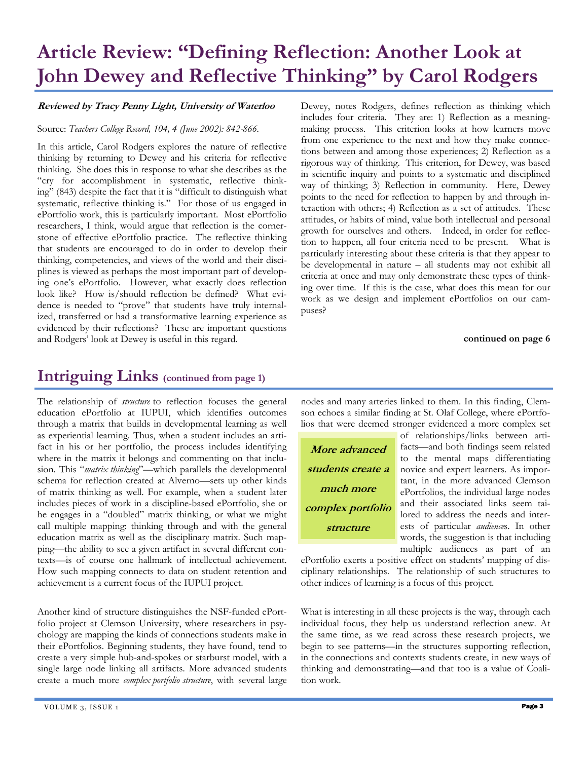# Article Review: "Defining Reflection: Another Look at John Dewey and Reflective Thinking" by Carol Rodgers

***Reviewed by Tracy Penny Light, University of Waterloo***

Source: *Teachers College Record, 104, 4 (June 2002): 842-866.*

In this article, Carol Rodgers explores the nature of reflective thinking by returning to Dewey and his criteria for reflective thinking. She does this in response to what she describes as the "cry for accomplishment in systematic, reflective thinking" (843) despite the fact that it is "difficult to distinguish what systematic, reflective thinking is." For those of us engaged in ePortfolio work, this is particularly important. Most ePortfolio researchers, I think, would argue that reflection is the cornerstone of effective ePortfolio practice. The reflective thinking that students are encouraged to do in order to develop their thinking, competencies, and views of the world and their disciplines is viewed as perhaps the most important part of developing one's ePortfolio. However, what exactly does reflection look like? How is/should reflection be defined? What evidence is needed to "prove" that students have truly internalized, transferred or had a transformative learning experience as evidenced by their reflections? These are important questions and Rodgers' look at Dewey is useful in this regard.

Dewey, notes Rodgers, defines reflection as thinking which includes four criteria. They are: 1) Reflection as a meaning-making process. This criterion looks at how learners move from one experience to the next and how they make connections between and among those experiences; 2) Reflection as a rigorous way of thinking. This criterion, for Dewey, was based in scientific inquiry and points to a systematic and disciplined way of thinking; 3) Reflection in community. Here, Dewey points to the need for reflection to happen by and through interaction with others; 4) Reflection as a set of attitudes. These attitudes, or habits of mind, value both intellectual and personal growth for ourselves and others. Indeed, in order for reflection to happen, all four criteria need to be present. What is particularly interesting about these criteria is that they appear to be developmental in nature – all students may not exhibit all criteria at once and may only demonstrate these types of thinking over time. If this is the case, what does this mean for our work as we design and implement ePortfolios on our campuses?

**continued on page 6**

## Intriguing Links (continued from page 1)

The relationship of *structure* to reflection focuses the general education ePortfolio at IUPUI, which identifies outcomes through a matrix that builds in developmental learning as well as experiential learning. Thus, when a student includes an artifact in his or her portfolio, the process includes identifying where in the matrix it belongs and commenting on that inclusion. This "*matrix thinking*"—which parallels the developmental schema for reflection created at Alverno—sets up other kinds of matrix thinking as well. For example, when a student later includes pieces of work in a discipline-based ePortfolio, she or he engages in a "doubled" matrix thinking, or what we might call multiple mapping: thinking through and with the general education matrix as well as the disciplinary matrix. Such mapping—the ability to see a given artifact in several different contexts—is of course one hallmark of intellectual achievement. How such mapping connects to data on student retention and achievement is a current focus of the IUPUI project.

Another kind of structure distinguishes the NSF-funded ePortfolio project at Clemson University, where researchers in psychology are mapping the kinds of connections students make in their ePortfolios. Beginning students, they have found, tend to create a very simple hub-and-spokes or starburst model, with a single large node linking all artifacts. More advanced students create a much more *complex portfolio structure*, with several large nodes and many arteries linked to them. In this finding, Clemson echoes a similar finding at St. Olaf College, where ePortfolios that were deemed stronger evidenced a more complex set of relationships/links between artifacts—and both findings seem related to the mental maps differentiating novice and expert learners. As important, in the more advanced Clemson ePortfolios, the individual large nodes and their associated links seem tailored to address the needs and interests of particular *audience*s. In other words, the suggestion is that including multiple audiences as part of an ePortfolio exerts a positive effect on students' mapping of disciplinary relationships. The relationship of such structures to other indices of learning is a focus of this project.

> ***More advanced students create a much more complex portfolio structure***

What is interesting in all these projects is the way, through each individual focus, they help us understand reflection anew. At the same time, as we read across these research projects, we begin to see patterns—in the structures supporting reflection, in the connections and contexts students create, in new ways of thinking and demonstrating—and that too is a value of Coalition work.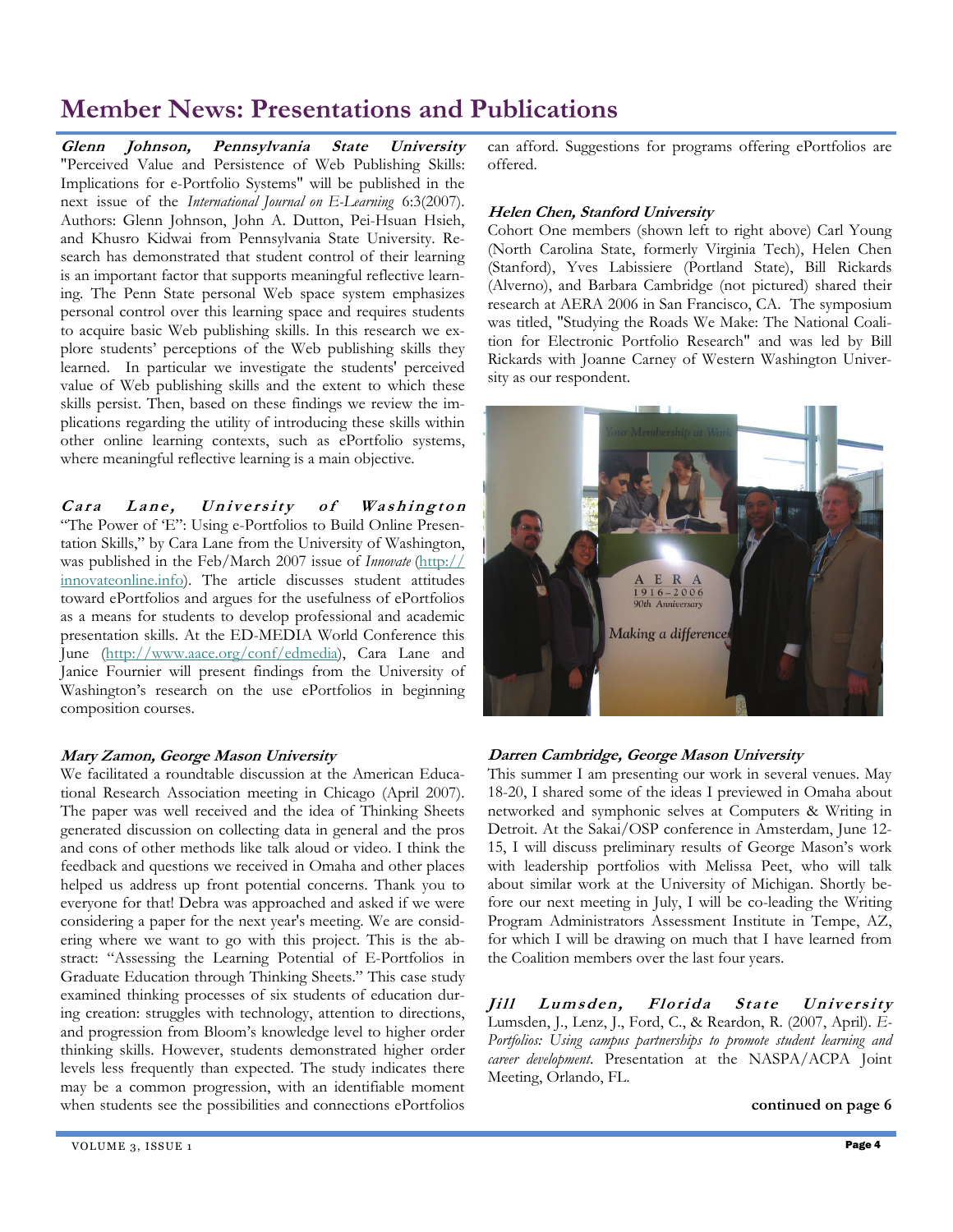# Member News: Presentations and Publications

***Glenn Johnson, Pennsylvania State University***
"Perceived Value and Persistence of Web Publishing Skills: Implications for e-Portfolio Systems" will be published in the next issue of the *International Journal on E-Learning* 6:3(2007). Authors: Glenn Johnson, John A. Dutton, Pei-Hsuan Hsieh, and Khusro Kidwai from Pennsylvania State University. Research has demonstrated that student control of their learning is an important factor that supports meaningful reflective learning. The Penn State personal Web space system emphasizes personal control over this learning space and requires students to acquire basic Web publishing skills. In this research we explore students' perceptions of the Web publishing skills they learned. In particular we investigate the students' perceived value of Web publishing skills and the extent to which these skills persist. Then, based on these findings we review the implications regarding the utility of introducing these skills within other online learning contexts, such as ePortfolio systems, where meaningful reflective learning is a main objective.

***Cara Lane, University of Washington***
"The Power of 'E": Using e-Portfolios to Build Online Presentation Skills," by Cara Lane from the University of Washington, was published in the Feb/March 2007 issue of *Innovate* (http://innovateonline.info). The article discusses student attitudes toward ePortfolios and argues for the usefulness of ePortfolios as a means for students to develop professional and academic presentation skills. At the ED-MEDIA World Conference this June (http://www.aace.org/conf/edmedia), Cara Lane and Janice Fournier will present findings from the University of Washington's research on the use ePortfolios in beginning composition courses.

***Mary Zamon, George Mason University***
We facilitated a roundtable discussion at the American Educational Research Association meeting in Chicago (April 2007). The paper was well received and the idea of Thinking Sheets generated discussion on collecting data in general and the pros and cons of other methods like talk aloud or video. I think the feedback and questions we received in Omaha and other places helped us address up front potential concerns. Thank you to everyone for that! Debra was approached and asked if we were considering a paper for the next year's meeting. We are considering where we want to go with this project. This is the abstract: "Assessing the Learning Potential of E-Portfolios in Graduate Education through Thinking Sheets." This case study examined thinking processes of six students of education during creation: struggles with technology, attention to directions, and progression from Bloom's knowledge level to higher order thinking skills. However, students demonstrated higher order levels less frequently than expected. The study indicates there may be a common progression, with an identifiable moment when students see the possibilities and connections ePortfolios can afford. Suggestions for programs offering ePortfolios are offered.

***Helen Chen, Stanford University***
Cohort One members (shown left to right above) Carl Young (North Carolina State, formerly Virginia Tech), Helen Chen (Stanford), Yves Labissiere (Portland State), Bill Rickards (Alverno), and Barbara Cambridge (not pictured) shared their research at AERA 2006 in San Francisco, CA. The symposium was titled, "Studying the Roads We Make: The National Coalition for Electronic Portfolio Research" and was led by Bill Rickards with Joanne Carney of Western Washington University as our respondent.

***Darren Cambridge, George Mason University***
This summer I am presenting our work in several venues. May 18-20, I shared some of the ideas I previewed in Omaha about networked and symphonic selves at Computers & Writing in Detroit. At the Sakai/OSP conference in Amsterdam, June 12-15, I will discuss preliminary results of George Mason's work with leadership portfolios with Melissa Peet, who will talk about similar work at the University of Michigan. Shortly before our next meeting in July, I will be co-leading the Writing Program Administrators Assessment Institute in Tempe, AZ, for which I will be drawing on much that I have learned from the Coalition members over the last four years.

***Jill Lumsden, Florida State University***
Lumsden, J., Lenz, J., Ford, C., & Reardon, R. (2007, April). *E-Portfolios: Using campus partnerships to promote student learning and career development.* Presentation at the NASPA/ACPA Joint Meeting, Orlando, FL.

**continued on page 6**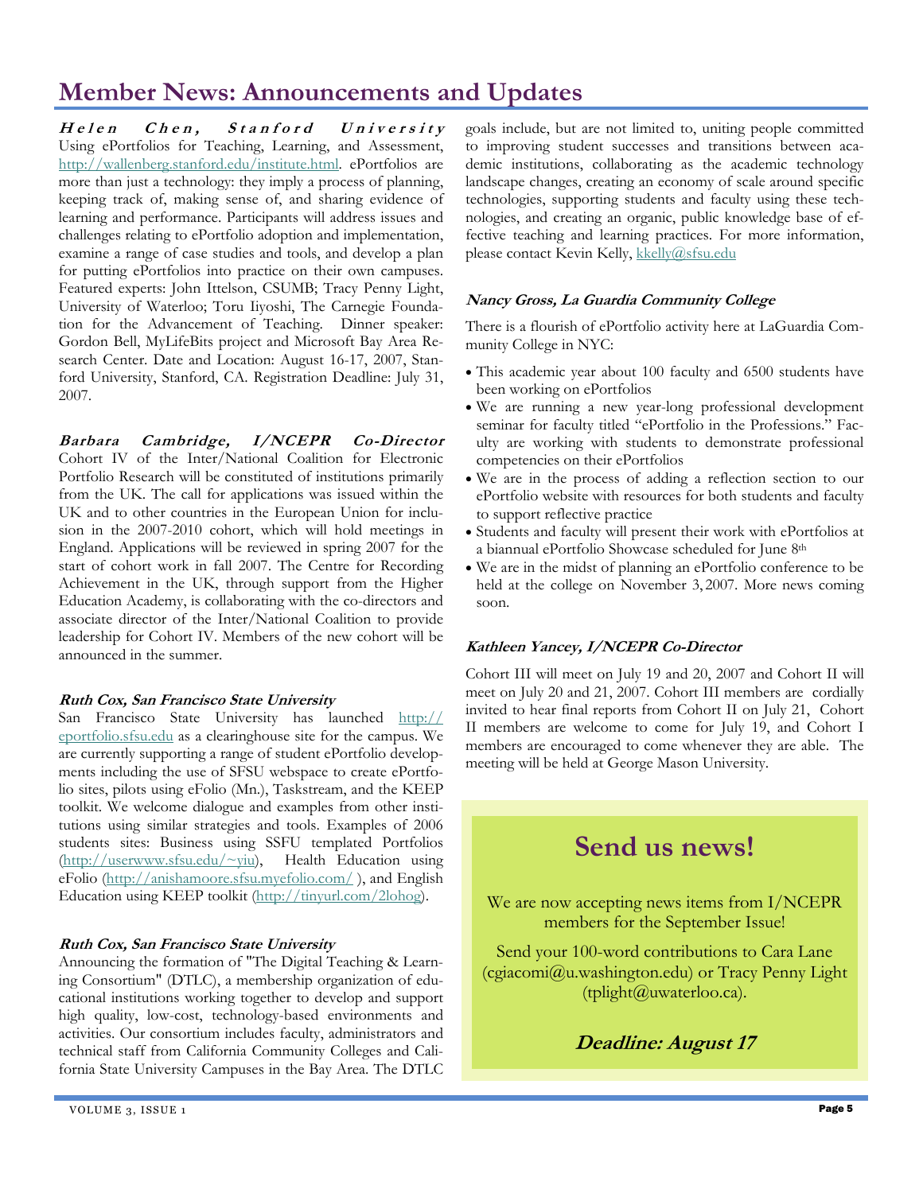# Member News: Announcements and Updates

***Helen Chen, Stanford University***

Using ePortfolios for Teaching, Learning, and Assessment, http://wallenberg.stanford.edu/institute.html. ePortfolios are more than just a technology: they imply a process of planning, keeping track of, making sense of, and sharing evidence of learning and performance. Participants will address issues and challenges relating to ePortfolio adoption and implementation, examine a range of case studies and tools, and develop a plan for putting ePortfolios into practice on their own campuses. Featured experts: John Ittelson, CSUMB; Tracy Penny Light, University of Waterloo; Toru Iiyoshi, The Carnegie Foundation for the Advancement of Teaching. Dinner speaker: Gordon Bell, MyLifeBits project and Microsoft Bay Area Research Center. Date and Location: August 16-17, 2007, Stanford University, Stanford, CA. Registration Deadline: July 31, 2007.

***Barbara Cambridge, I/NCEPR Co-Director***

Cohort IV of the Inter/National Coalition for Electronic Portfolio Research will be constituted of institutions primarily from the UK. The call for applications was issued within the UK and to other countries in the European Union for inclusion in the 2007-2010 cohort, which will hold meetings in England. Applications will be reviewed in spring 2007 for the start of cohort work in fall 2007. The Centre for Recording Achievement in the UK, through support from the Higher Education Academy, is collaborating with the co-directors and associate director of the Inter/National Coalition to provide leadership for Cohort IV. Members of the new cohort will be announced in the summer.

***Ruth Cox, San Francisco State University***

San Francisco State University has launched http://eportfolio.sfsu.edu as a clearinghouse site for the campus. We are currently supporting a range of student ePortfolio developments including the use of SFSU webspace to create ePortfolio sites, pilots using eFolio (Mn.), Taskstream, and the KEEP toolkit. We welcome dialogue and examples from other institutions using similar strategies and tools. Examples of 2006 students sites: Business using SSFU templated Portfolios (http://userwww.sfsu.edu/~yiu), Health Education using eFolio (http://anishamoore.sfsu.myefolio.com/ ), and English Education using KEEP toolkit (http://tinyurl.com/2lohog).

***Ruth Cox, San Francisco State University***

Announcing the formation of "The Digital Teaching & Learning Consortium" (DTLC), a membership organization of educational institutions working together to develop and support high quality, low-cost, technology-based environments and activities. Our consortium includes faculty, administrators and technical staff from California Community Colleges and California State University Campuses in the Bay Area. The DTLC goals include, but are not limited to, uniting people committed to improving student successes and transitions between academic institutions, collaborating as the academic technology landscape changes, creating an economy of scale around specific technologies, supporting students and faculty using these technologies, and creating an organic, public knowledge base of effective teaching and learning practices. For more information, please contact Kevin Kelly, kkelly@sfsu.edu

***Nancy Gross, La Guardia Community College***

There is a flourish of ePortfolio activity here at LaGuardia Community College in NYC:

- This academic year about 100 faculty and 6500 students have been working on ePortfolios
- We are running a new year-long professional development seminar for faculty titled "ePortfolio in the Professions." Faculty are working with students to demonstrate professional competencies on their ePortfolios
- We are in the process of adding a reflection section to our ePortfolio website with resources for both students and faculty to support reflective practice
- Students and faculty will present their work with ePortfolios at a biannual ePortfolio Showcase scheduled for June 8th
- We are in the midst of planning an ePortfolio conference to be held at the college on November 3, 2007. More news coming soon.

***Kathleen Yancey, I/NCEPR Co-Director***

Cohort III will meet on July 19 and 20, 2007 and Cohort II will meet on July 20 and 21, 2007. Cohort III members are cordially invited to hear final reports from Cohort II on July 21, Cohort II members are welcome to come for July 19, and Cohort I members are encouraged to come whenever they are able. The meeting will be held at George Mason University.

## Send us news!

We are now accepting news items from I/NCEPR members for the September Issue!

Send your 100-word contributions to Cara Lane (cgiacomi@u.washington.edu) or Tracy Penny Light (tplight@uwaterloo.ca).

***Deadline: August 17***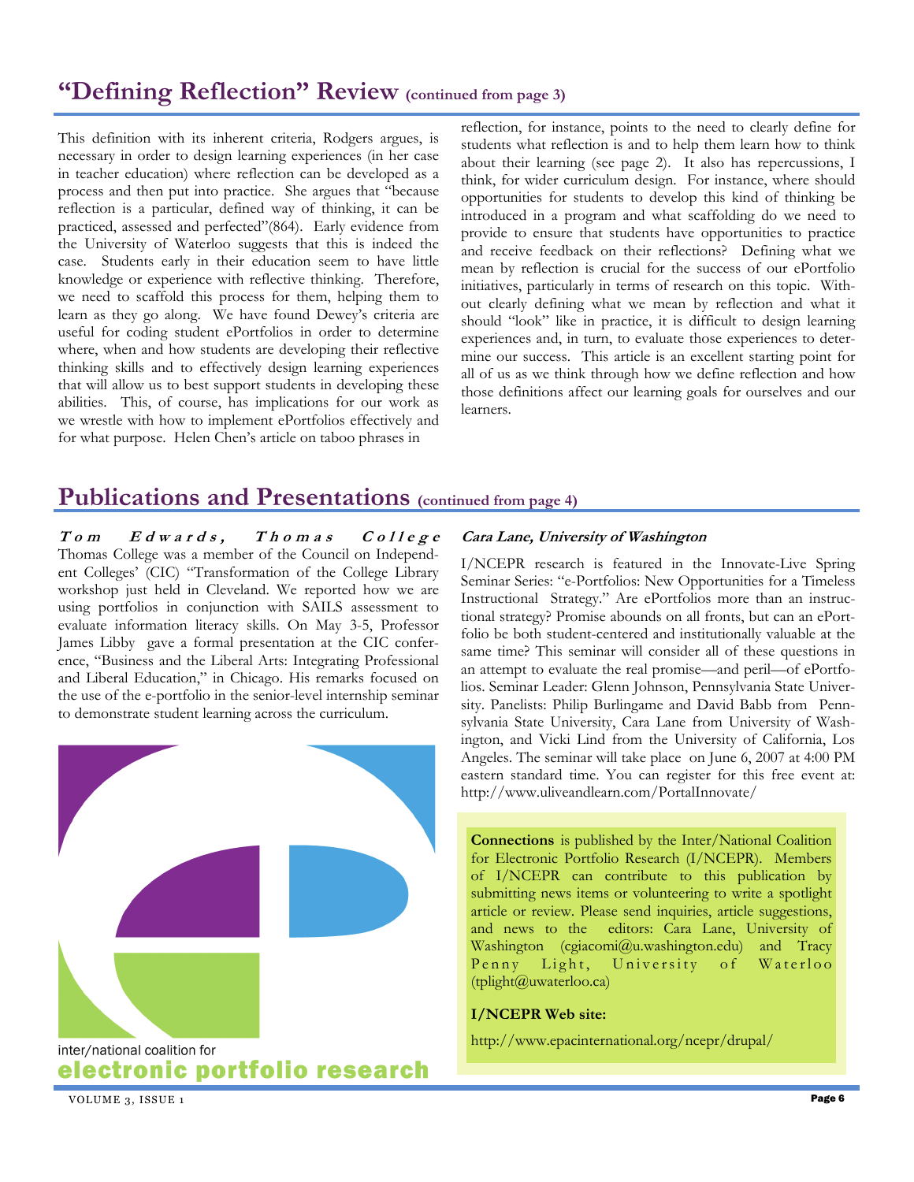## "Defining Reflection" Review (continued from page 3)

This definition with its inherent criteria, Rodgers argues, is necessary in order to design learning experiences (in her case in teacher education) where reflection can be developed as a process and then put into practice. She argues that "because reflection is a particular, defined way of thinking, it can be practiced, assessed and perfected"(864). Early evidence from the University of Waterloo suggests that this is indeed the case. Students early in their education seem to have little knowledge or experience with reflective thinking. Therefore, we need to scaffold this process for them, helping them to learn as they go along. We have found Dewey's criteria are useful for coding student ePortfolios in order to determine where, when and how students are developing their reflective thinking skills and to effectively design learning experiences that will allow us to best support students in developing these abilities. This, of course, has implications for our work as we wrestle with how to implement ePortfolios effectively and for what purpose. Helen Chen's article on taboo phrases in reflection, for instance, points to the need to clearly define for students what reflection is and to help them learn how to think about their learning (see page 2). It also has repercussions, I think, for wider curriculum design. For instance, where should opportunities for students to develop this kind of thinking be introduced in a program and what scaffolding do we need to provide to ensure that students have opportunities to practice and receive feedback on their reflections? Defining what we mean by reflection is crucial for the success of our ePortfolio initiatives, particularly in terms of research on this topic. Without clearly defining what we mean by reflection and what it should "look" like in practice, it is difficult to design learning experiences and, in turn, to evaluate those experiences to determine our success. This article is an excellent starting point for all of us as we think through how we define reflection and how those definitions affect our learning goals for ourselves and our learners.

## Publications and Presentations (continued from page 4)

***Tom Edwards, Thomas College***

Thomas College was a member of the Council on Independent Colleges' (CIC) "Transformation of the College Library workshop just held in Cleveland. We reported how we are using portfolios in conjunction with SAILS assessment to evaluate information literacy skills. On May 3-5, Professor James Libby gave a formal presentation at the CIC conference, "Business and the Liberal Arts: Integrating Professional and Liberal Education," in Chicago. His remarks focused on the use of the e-portfolio in the senior-level internship seminar to demonstrate student learning across the curriculum.

inter/national coalition for
electronic portfolio research

***Cara Lane, University of Washington***

I/NCEPR research is featured in the Innovate-Live Spring Seminar Series: "e-Portfolios: New Opportunities for a Timeless Instructional Strategy." Are ePortfolios more than an instructional strategy? Promise abounds on all fronts, but can an ePortfolio be both student-centered and institutionally valuable at the same time? This seminar will consider all of these questions in an attempt to evaluate the real promise—and peril—of ePortfolios. Seminar Leader: Glenn Johnson, Pennsylvania State University. Panelists: Philip Burlingame and David Babb from Pennsylvania State University, Cara Lane from University of Washington, and Vicki Lind from the University of California, Los Angeles. The seminar will take place on June 6, 2007 at 4:00 PM eastern standard time. You can register for this free event at: http://www.uliveandlearn.com/PortalInnovate/

**Connections** is published by the Inter/National Coalition for Electronic Portfolio Research (I/NCEPR). Members of I/NCEPR can contribute to this publication by submitting news items or volunteering to write a spotlight article or review. Please send inquiries, article suggestions, and news to the editors: Cara Lane, University of Washington (cgiacomi@u.washington.edu) and Tracy Penny Light, University of Waterloo (tplight@uwaterloo.ca)

**I/NCEPR Web site:**

http://www.epacinternational.org/ncepr/drupal/